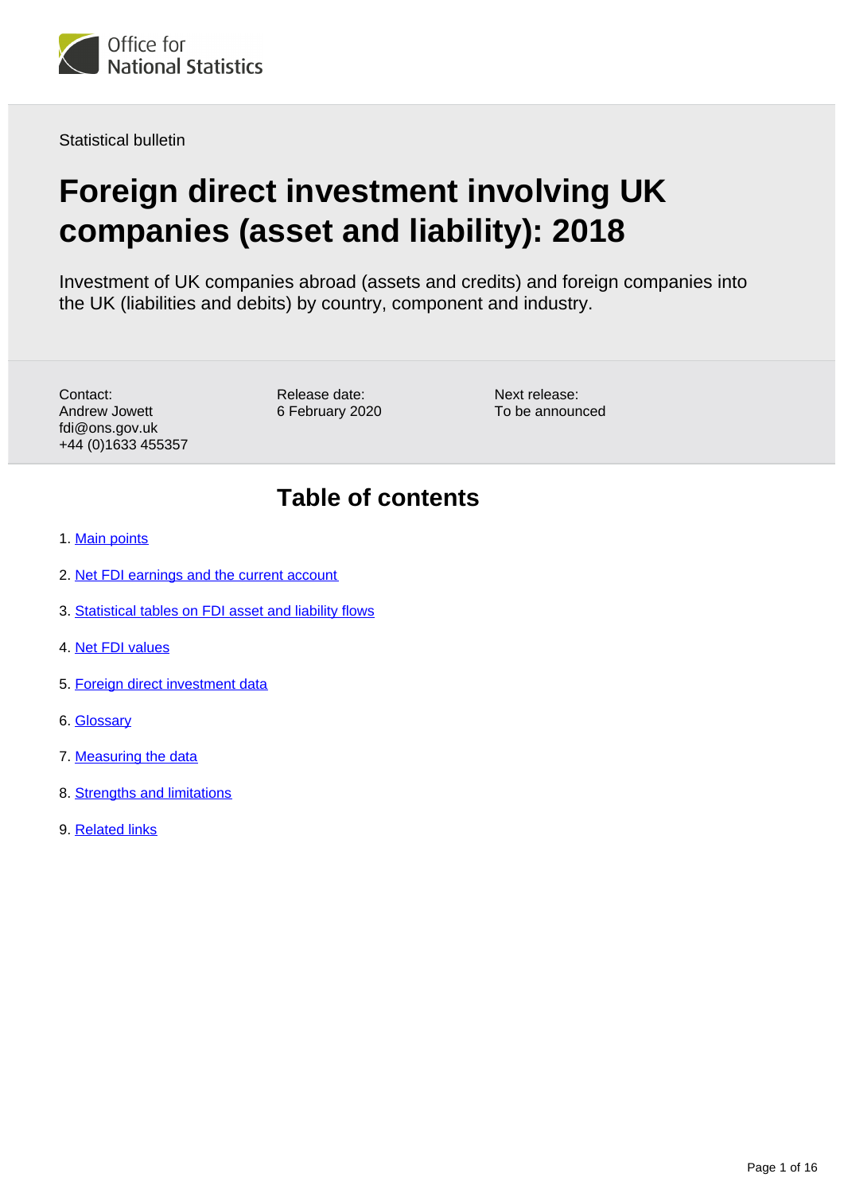Office for National Statistics

Statistical bulletin

# Foreign direct investment involving UK companies (asset and liability): 2018

Investment of UK companies abroad (assets and credits) and foreign companies into the UK (liabilities and debits) by country, component and industry.

Contact:
Andrew Jowett
fdi@ons.gov.uk
+44 (0)1633 455357

Release date:
6 February 2020

Next release:
To be announced

## Table of contents

1. Main points
2. Net FDI earnings and the current account
3. Statistical tables on FDI asset and liability flows
4. Net FDI values
5. Foreign direct investment data
6. Glossary
7. Measuring the data
8. Strengths and limitations
9. Related links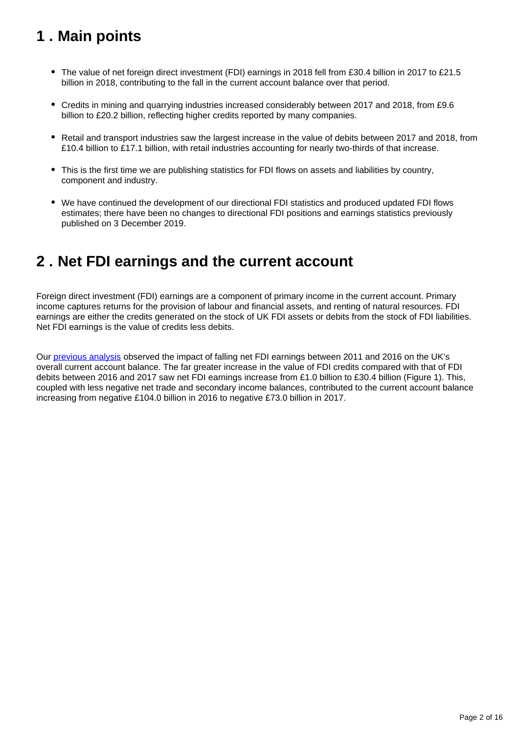## 1 . Main points

- The value of net foreign direct investment (FDI) earnings in 2018 fell from £30.4 billion in 2017 to £21.5 billion in 2018, contributing to the fall in the current account balance over that period.
- Credits in mining and quarrying industries increased considerably between 2017 and 2018, from £9.6 billion to £20.2 billion, reflecting higher credits reported by many companies.
- Retail and transport industries saw the largest increase in the value of debits between 2017 and 2018, from £10.4 billion to £17.1 billion, with retail industries accounting for nearly two-thirds of that increase.
- This is the first time we are publishing statistics for FDI flows on assets and liabilities by country, component and industry.
- We have continued the development of our directional FDI statistics and produced updated FDI flows estimates; there have been no changes to directional FDI positions and earnings statistics previously published on 3 December 2019.

## 2 . Net FDI earnings and the current account

Foreign direct investment (FDI) earnings are a component of primary income in the current account. Primary income captures returns for the provision of labour and financial assets, and renting of natural resources. FDI earnings are either the credits generated on the stock of UK FDI assets or debits from the stock of FDI liabilities. Net FDI earnings is the value of credits less debits.

Our previous analysis observed the impact of falling net FDI earnings between 2011 and 2016 on the UK's overall current account balance. The far greater increase in the value of FDI credits compared with that of FDI debits between 2016 and 2017 saw net FDI earnings increase from £1.0 billion to £30.4 billion (Figure 1). This, coupled with less negative net trade and secondary income balances, contributed to the current account balance increasing from negative £104.0 billion in 2016 to negative £73.0 billion in 2017.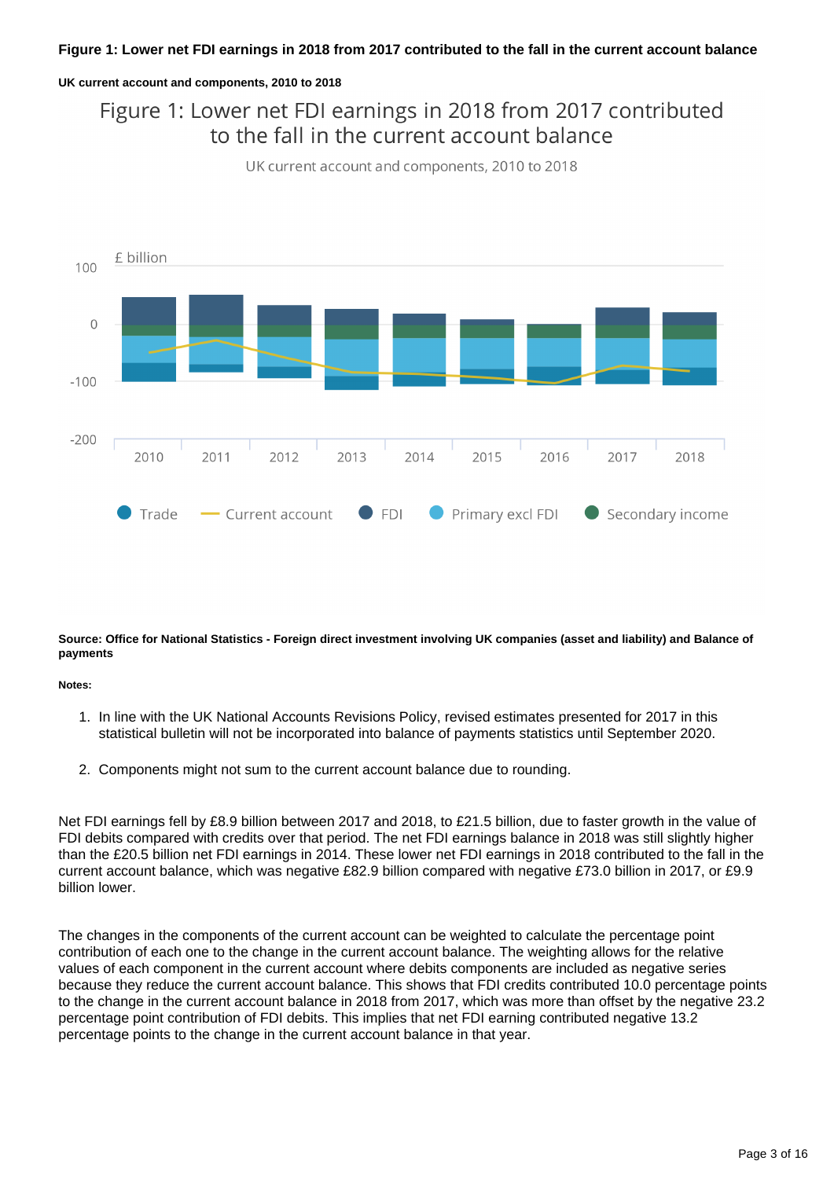**Figure 1: Lower net FDI earnings in 2018 from 2017 contributed to the fall in the current account balance**

**UK current account and components, 2010 to 2018**

**Source: Office for National Statistics - Foreign direct investment involving UK companies (asset and liability) and Balance of payments**

**Notes:**

1. In line with the UK National Accounts Revisions Policy, revised estimates presented for 2017 in this statistical bulletin will not be incorporated into balance of payments statistics until September 2020.

2. Components might not sum to the current account balance due to rounding.

Net FDI earnings fell by £8.9 billion between 2017 and 2018, to £21.5 billion, due to faster growth in the value of FDI debits compared with credits over that period. The net FDI earnings balance in 2018 was still slightly higher than the £20.5 billion net FDI earnings in 2014. These lower net FDI earnings in 2018 contributed to the fall in the current account balance, which was negative £82.9 billion compared with negative £73.0 billion in 2017, or £9.9 billion lower.

The changes in the components of the current account can be weighted to calculate the percentage point contribution of each one to the change in the current account balance. The weighting allows for the relative values of each component in the current account where debits components are included as negative series because they reduce the current account balance. This shows that FDI credits contributed 10.0 percentage points to the change in the current account balance in 2018 from 2017, which was more than offset by the negative 23.2 percentage point contribution of FDI debits. This implies that net FDI earning contributed negative 13.2 percentage points to the change in the current account balance in that year.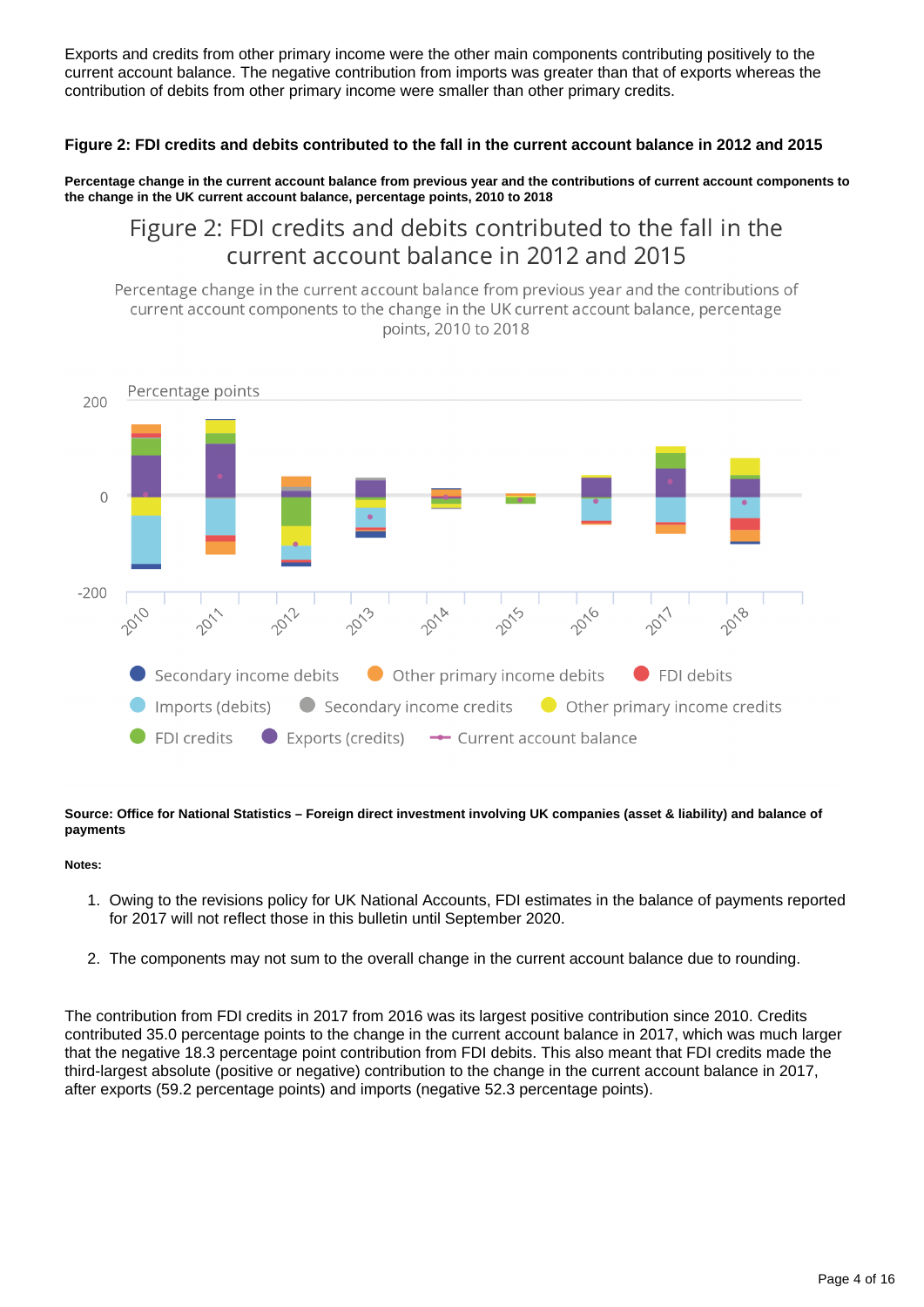Exports and credits from other primary income were the other main components contributing positively to the current account balance. The negative contribution from imports was greater than that of exports whereas the contribution of debits from other primary income were smaller than other primary credits.

#### Figure 2: FDI credits and debits contributed to the fall in the current account balance in 2012 and 2015

**Percentage change in the current account balance from previous year and the contributions of current account components to the change in the UK current account balance, percentage points, 2010 to 2018**

**Source: Office for National Statistics – Foreign direct investment involving UK companies (asset & liability) and balance of payments**

**Notes:**

1. Owing to the revisions policy for UK National Accounts, FDI estimates in the balance of payments reported for 2017 will not reflect those in this bulletin until September 2020.

2. The components may not sum to the overall change in the current account balance due to rounding.

The contribution from FDI credits in 2017 from 2016 was its largest positive contribution since 2010. Credits contributed 35.0 percentage points to the change in the current account balance in 2017, which was much larger that the negative 18.3 percentage point contribution from FDI debits. This also meant that FDI credits made the third-largest absolute (positive or negative) contribution to the change in the current account balance in 2017, after exports (59.2 percentage points) and imports (negative 52.3 percentage points).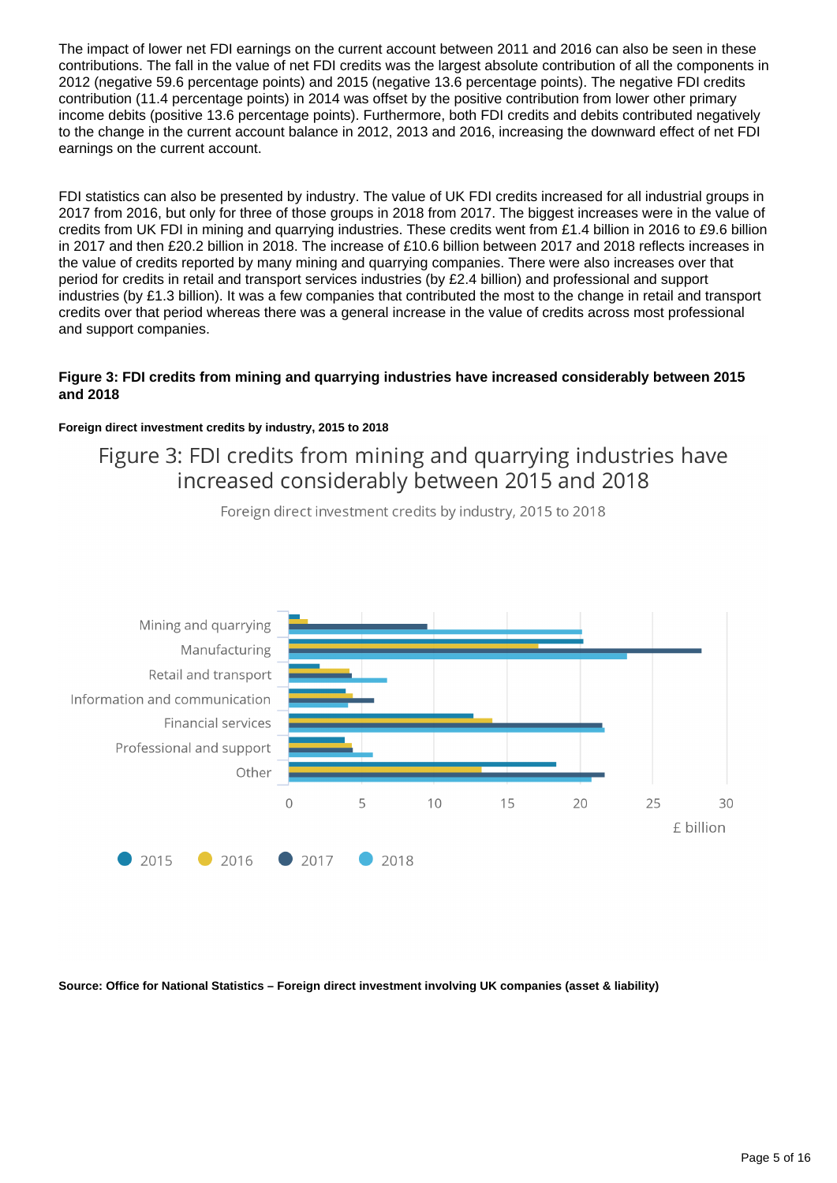The impact of lower net FDI earnings on the current account between 2011 and 2016 can also be seen in these contributions. The fall in the value of net FDI credits was the largest absolute contribution of all the components in 2012 (negative 59.6 percentage points) and 2015 (negative 13.6 percentage points). The negative FDI credits contribution (11.4 percentage points) in 2014 was offset by the positive contribution from lower other primary income debits (positive 13.6 percentage points). Furthermore, both FDI credits and debits contributed negatively to the change in the current account balance in 2012, 2013 and 2016, increasing the downward effect of net FDI earnings on the current account.

FDI statistics can also be presented by industry. The value of UK FDI credits increased for all industrial groups in 2017 from 2016, but only for three of those groups in 2018 from 2017. The biggest increases were in the value of credits from UK FDI in mining and quarrying industries. These credits went from £1.4 billion in 2016 to £9.6 billion in 2017 and then £20.2 billion in 2018. The increase of £10.6 billion between 2017 and 2018 reflects increases in the value of credits reported by many mining and quarrying companies. There were also increases over that period for credits in retail and transport services industries (by £2.4 billion) and professional and support industries (by £1.3 billion). It was a few companies that contributed the most to the change in retail and transport credits over that period whereas there was a general increase in the value of credits across most professional and support companies.

**Figure 3: FDI credits from mining and quarrying industries have increased considerably between 2015 and 2018**

**Foreign direct investment credits by industry, 2015 to 2018**

**Source: Office for National Statistics – Foreign direct investment involving UK companies (asset & liability)**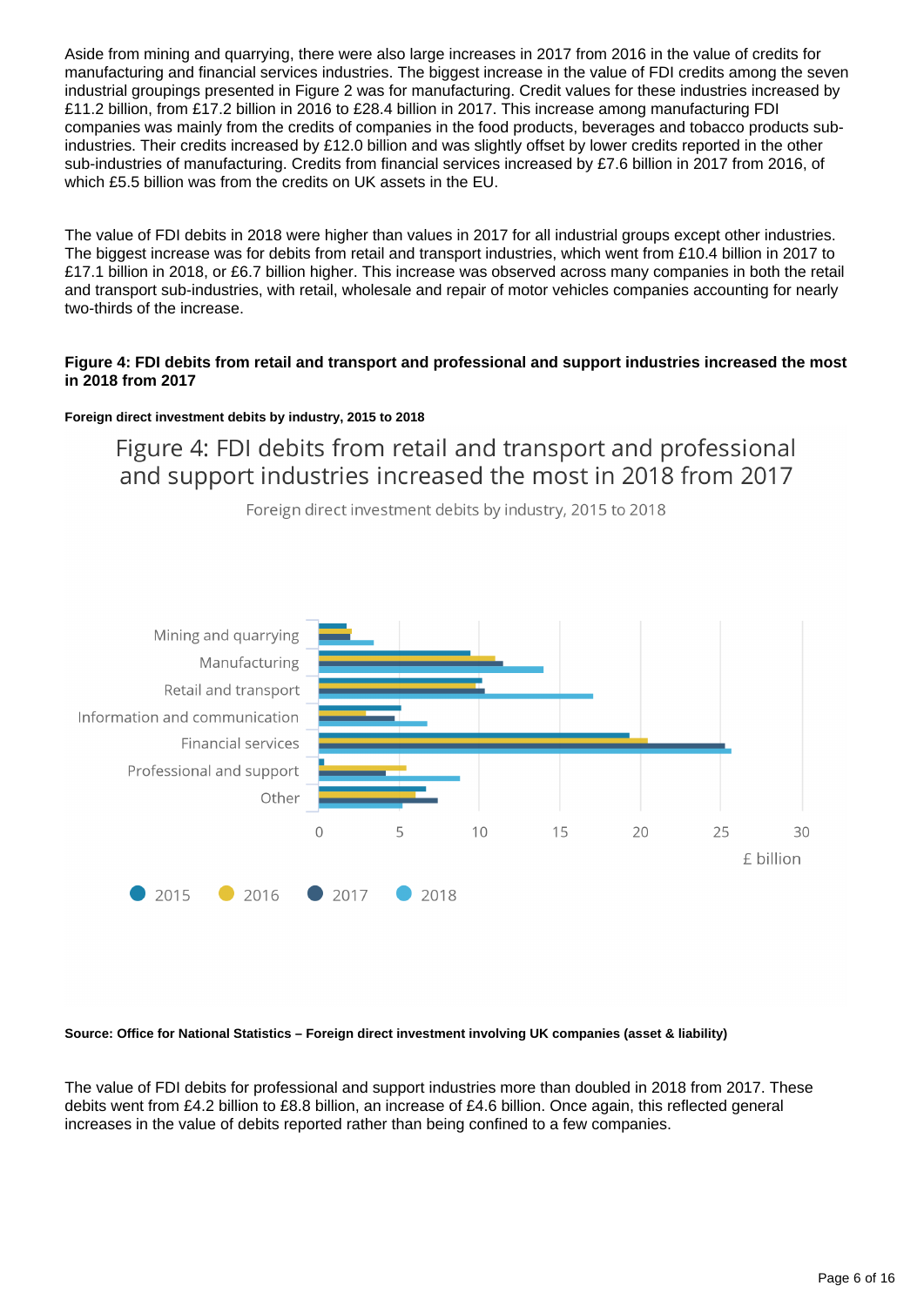Aside from mining and quarrying, there were also large increases in 2017 from 2016 in the value of credits for manufacturing and financial services industries. The biggest increase in the value of FDI credits among the seven industrial groupings presented in Figure 2 was for manufacturing. Credit values for these industries increased by £11.2 billion, from £17.2 billion in 2016 to £28.4 billion in 2017. This increase among manufacturing FDI companies was mainly from the credits of companies in the food products, beverages and tobacco products sub-industries. Their credits increased by £12.0 billion and was slightly offset by lower credits reported in the other sub-industries of manufacturing. Credits from financial services increased by £7.6 billion in 2017 from 2016, of which £5.5 billion was from the credits on UK assets in the EU.

The value of FDI debits in 2018 were higher than values in 2017 for all industrial groups except other industries. The biggest increase was for debits from retail and transport industries, which went from £10.4 billion in 2017 to £17.1 billion in 2018, or £6.7 billion higher. This increase was observed across many companies in both the retail and transport sub-industries, with retail, wholesale and repair of motor vehicles companies accounting for nearly two-thirds of the increase.

**Figure 4: FDI debits from retail and transport and professional and support industries increased the most in 2018 from 2017**

**Foreign direct investment debits by industry, 2015 to 2018**

Figure 4: FDI debits from retail and transport and professional and support industries increased the most in 2018 from 2017

Foreign direct investment debits by industry, 2015 to 2018

**Source: Office for National Statistics – Foreign direct investment involving UK companies (asset & liability)**

The value of FDI debits for professional and support industries more than doubled in 2018 from 2017. These debits went from £4.2 billion to £8.8 billion, an increase of £4.6 billion. Once again, this reflected general increases in the value of debits reported rather than being confined to a few companies.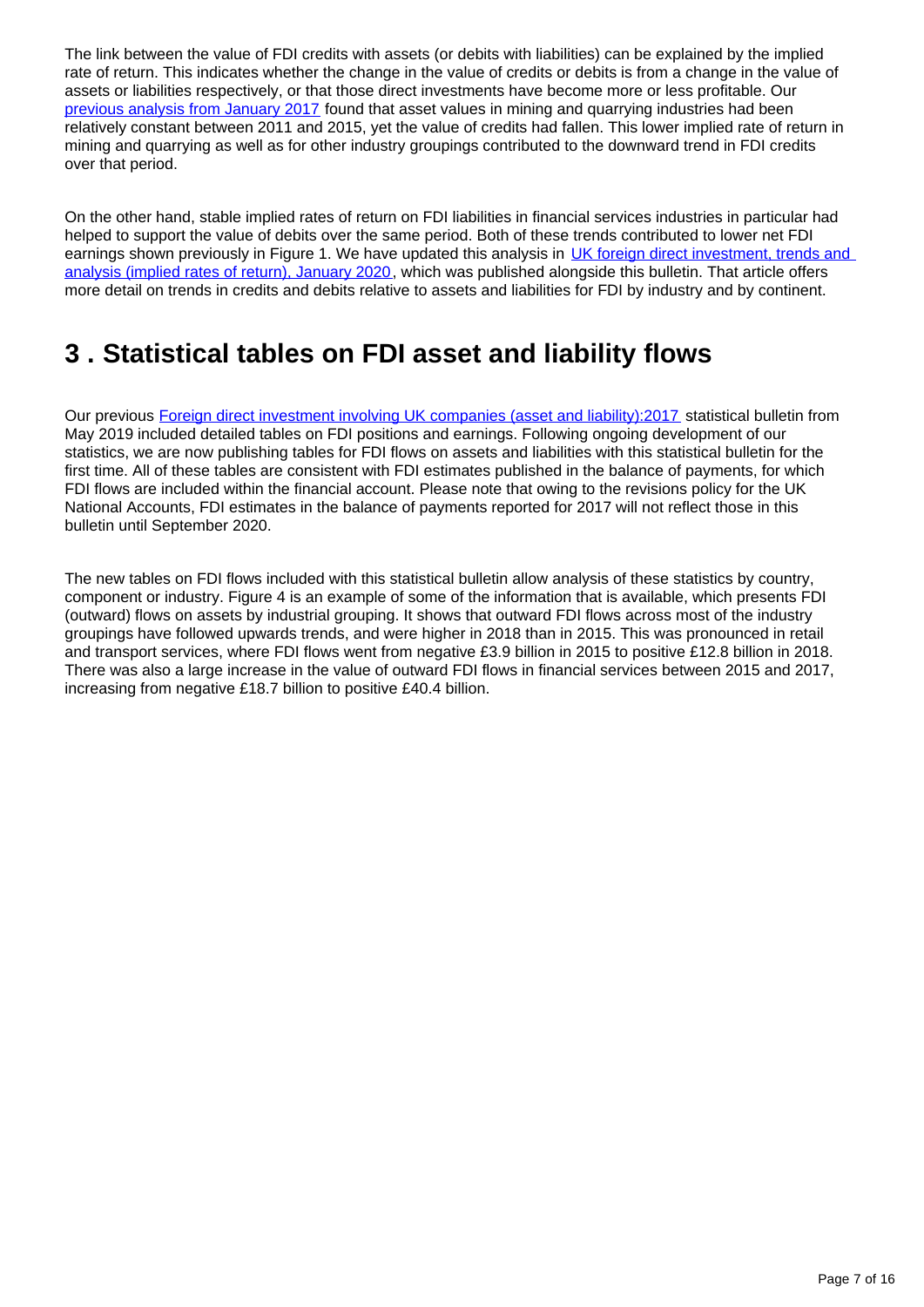The link between the value of FDI credits with assets (or debits with liabilities) can be explained by the implied rate of return. This indicates whether the change in the value of credits or debits is from a change in the value of assets or liabilities respectively, or that those direct investments have become more or less profitable. Our [previous analysis from January 2017](#) found that asset values in mining and quarrying industries had been relatively constant between 2011 and 2015, yet the value of credits had fallen. This lower implied rate of return in mining and quarrying as well as for other industry groupings contributed to the downward trend in FDI credits over that period.

On the other hand, stable implied rates of return on FDI liabilities in financial services industries in particular had helped to support the value of debits over the same period. Both of these trends contributed to lower net FDI earnings shown previously in Figure 1. We have updated this analysis in [UK foreign direct investment, trends and analysis (implied rates of return), January 2020](#), which was published alongside this bulletin. That article offers more detail on trends in credits and debits relative to assets and liabilities for FDI by industry and by continent.

## 3 . Statistical tables on FDI asset and liability flows

Our previous [Foreign direct investment involving UK companies (asset and liability):2017](#) statistical bulletin from May 2019 included detailed tables on FDI positions and earnings. Following ongoing development of our statistics, we are now publishing tables for FDI flows on assets and liabilities with this statistical bulletin for the first time. All of these tables are consistent with FDI estimates published in the balance of payments, for which FDI flows are included within the financial account. Please note that owing to the revisions policy for the UK National Accounts, FDI estimates in the balance of payments reported for 2017 will not reflect those in this bulletin until September 2020.

The new tables on FDI flows included with this statistical bulletin allow analysis of these statistics by country, component or industry. Figure 4 is an example of some of the information that is available, which presents FDI (outward) flows on assets by industrial grouping. It shows that outward FDI flows across most of the industry groupings have followed upwards trends, and were higher in 2018 than in 2015. This was pronounced in retail and transport services, where FDI flows went from negative £3.9 billion in 2015 to positive £12.8 billion in 2018. There was also a large increase in the value of outward FDI flows in financial services between 2015 and 2017, increasing from negative £18.7 billion to positive £40.4 billion.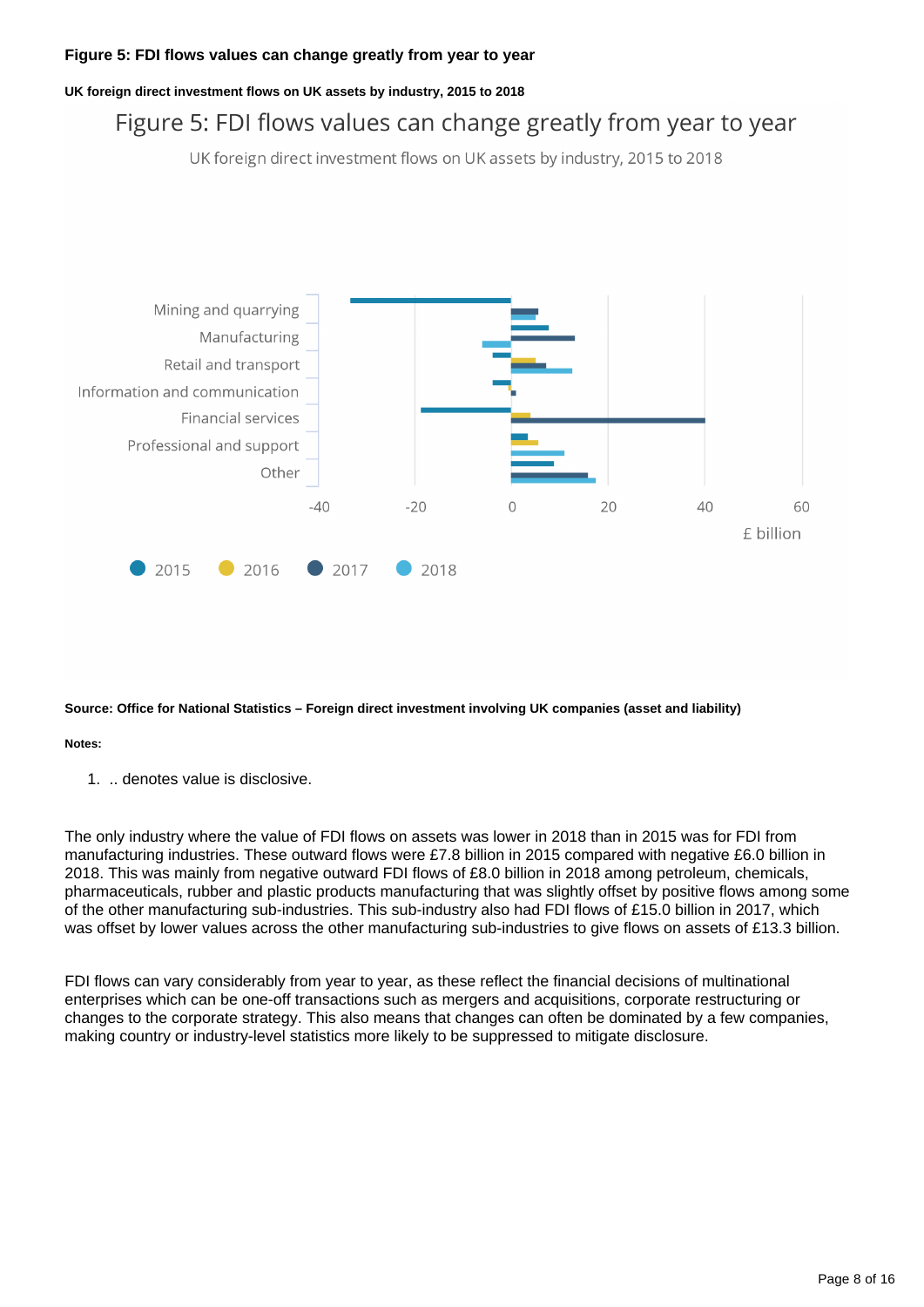**Figure 5: FDI flows values can change greatly from year to year**

**UK foreign direct investment flows on UK assets by industry, 2015 to 2018**

**Source: Office for National Statistics – Foreign direct investment involving UK companies (asset and liability)**

**Notes:**

1. .. denotes value is disclosive.

The only industry where the value of FDI flows on assets was lower in 2018 than in 2015 was for FDI from manufacturing industries. These outward flows were £7.8 billion in 2015 compared with negative £6.0 billion in 2018. This was mainly from negative outward FDI flows of £8.0 billion in 2018 among petroleum, chemicals, pharmaceuticals, rubber and plastic products manufacturing that was slightly offset by positive flows among some of the other manufacturing sub-industries. This sub-industry also had FDI flows of £15.0 billion in 2017, which was offset by lower values across the other manufacturing sub-industries to give flows on assets of £13.3 billion.

FDI flows can vary considerably from year to year, as these reflect the financial decisions of multinational enterprises which can be one-off transactions such as mergers and acquisitions, corporate restructuring or changes to the corporate strategy. This also means that changes can often be dominated by a few companies, making country or industry-level statistics more likely to be suppressed to mitigate disclosure.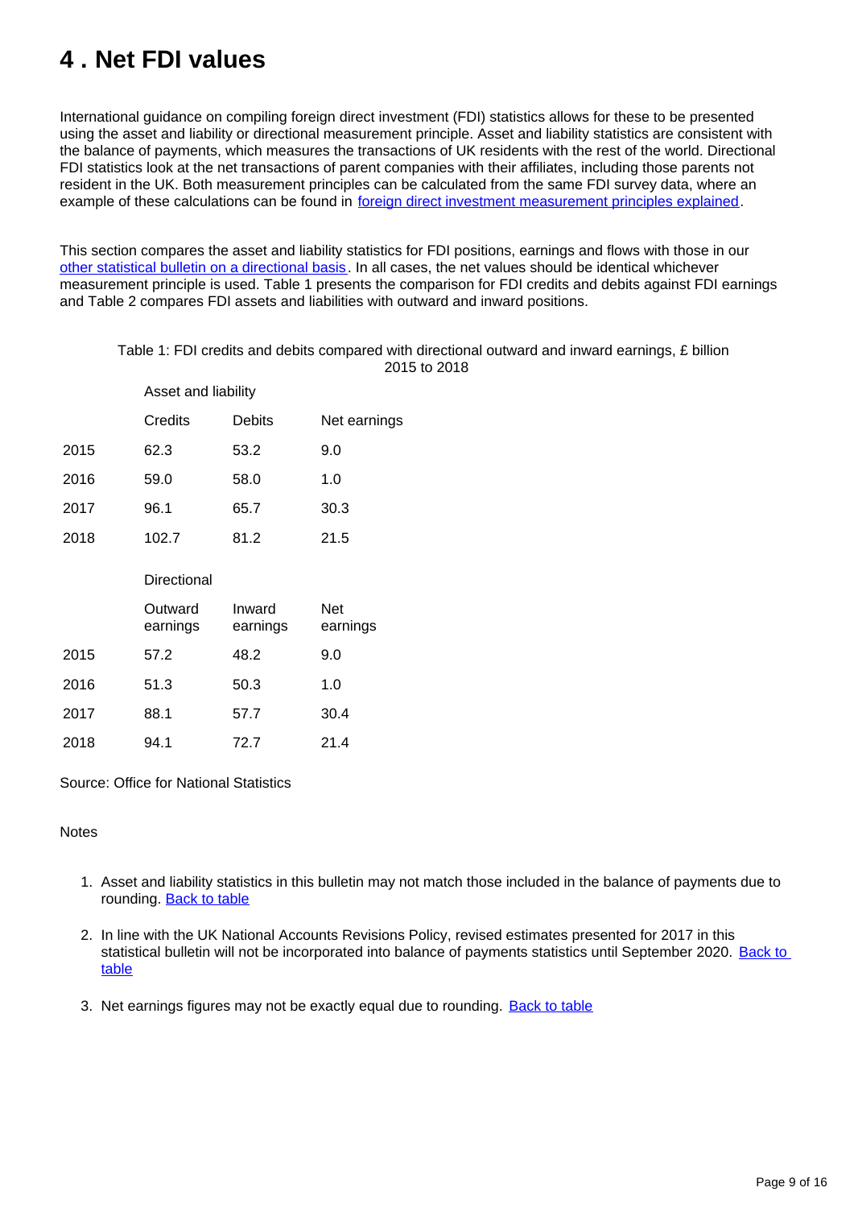# 4 . Net FDI values

International guidance on compiling foreign direct investment (FDI) statistics allows for these to be presented using the asset and liability or directional measurement principle. Asset and liability statistics are consistent with the balance of payments, which measures the transactions of UK residents with the rest of the world. Directional FDI statistics look at the net transactions of parent companies with their affiliates, including those parents not resident in the UK. Both measurement principles can be calculated from the same FDI survey data, where an example of these calculations can be found in foreign direct investment measurement principles explained.

This section compares the asset and liability statistics for FDI positions, earnings and flows with those in our other statistical bulletin on a directional basis. In all cases, the net values should be identical whichever measurement principle is used. Table 1 presents the comparison for FDI credits and debits against FDI earnings and Table 2 compares FDI assets and liabilities with outward and inward positions.

Table 1: FDI credits and debits compared with directional outward and inward earnings, £ billion
2015 to 2018

| | Asset and liability | | |
|---|---|---|---|
| | Credits | Debits | Net earnings |
| 2015 | 62.3 | 53.2 | 9.0 |
| 2016 | 59.0 | 58.0 | 1.0 |
| 2017 | 96.1 | 65.7 | 30.3 |
| 2018 | 102.7 | 81.2 | 21.5 |
| | Directional | | |
| | Outward earnings | Inward earnings | Net earnings |
| 2015 | 57.2 | 48.2 | 9.0 |
| 2016 | 51.3 | 50.3 | 1.0 |
| 2017 | 88.1 | 57.7 | 30.4 |
| 2018 | 94.1 | 72.7 | 21.4 |

Source: Office for National Statistics

Notes

1. Asset and liability statistics in this bulletin may not match those included in the balance of payments due to rounding. Back to table
2. In line with the UK National Accounts Revisions Policy, revised estimates presented for 2017 in this statistical bulletin will not be incorporated into balance of payments statistics until September 2020. Back to table
3. Net earnings figures may not be exactly equal due to rounding. Back to table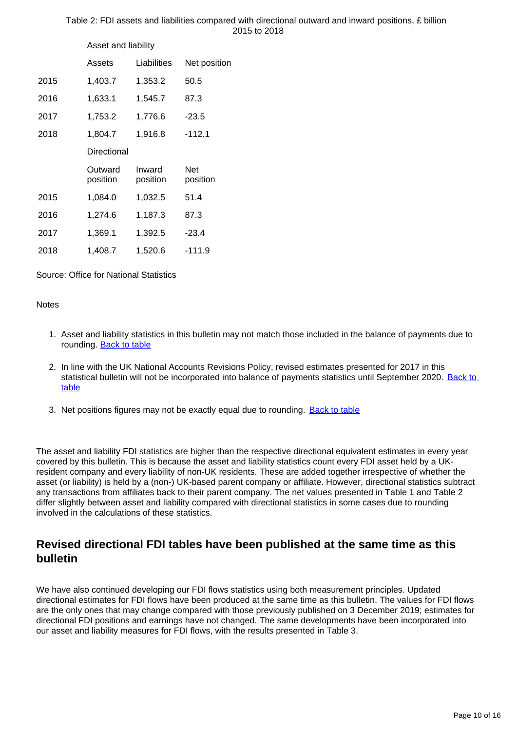Table 2: FDI assets and liabilities compared with directional outward and inward positions, £ billion
2015 to 2018

| | Asset and liability | | |
|---|---|---|---|
| | Assets | Liabilities | Net position |
| 2015 | 1,403.7 | 1,353.2 | 50.5 |
| 2016 | 1,633.1 | 1,545.7 | 87.3 |
| 2017 | 1,753.2 | 1,776.6 | -23.5 |
| 2018 | 1,804.7 | 1,916.8 | -112.1 |
| | Directional | | |
| | Outward position | Inward position | Net position |
| 2015 | 1,084.0 | 1,032.5 | 51.4 |
| 2016 | 1,274.6 | 1,187.3 | 87.3 |
| 2017 | 1,369.1 | 1,392.5 | -23.4 |
| 2018 | 1,408.7 | 1,520.6 | -111.9 |

Source: Office for National Statistics

Notes

1. Asset and liability statistics in this bulletin may not match those included in the balance of payments due to rounding. Back to table
2. In line with the UK National Accounts Revisions Policy, revised estimates presented for 2017 in this statistical bulletin will not be incorporated into balance of payments statistics until September 2020. Back to table
3. Net positions figures may not be exactly equal due to rounding. Back to table

The asset and liability FDI statistics are higher than the respective directional equivalent estimates in every year covered by this bulletin. This is because the asset and liability statistics count every FDI asset held by a UK-resident company and every liability of non-UK residents. These are added together irrespective of whether the asset (or liability) is held by a (non-) UK-based parent company or affiliate. However, directional statistics subtract any transactions from affiliates back to their parent company. The net values presented in Table 1 and Table 2 differ slightly between asset and liability compared with directional statistics in some cases due to rounding involved in the calculations of these statistics.

## Revised directional FDI tables have been published at the same time as this bulletin

We have also continued developing our FDI flows statistics using both measurement principles. Updated directional estimates for FDI flows have been produced at the same time as this bulletin. The values for FDI flows are the only ones that may change compared with those previously published on 3 December 2019; estimates for directional FDI positions and earnings have not changed. The same developments have been incorporated into our asset and liability measures for FDI flows, with the results presented in Table 3.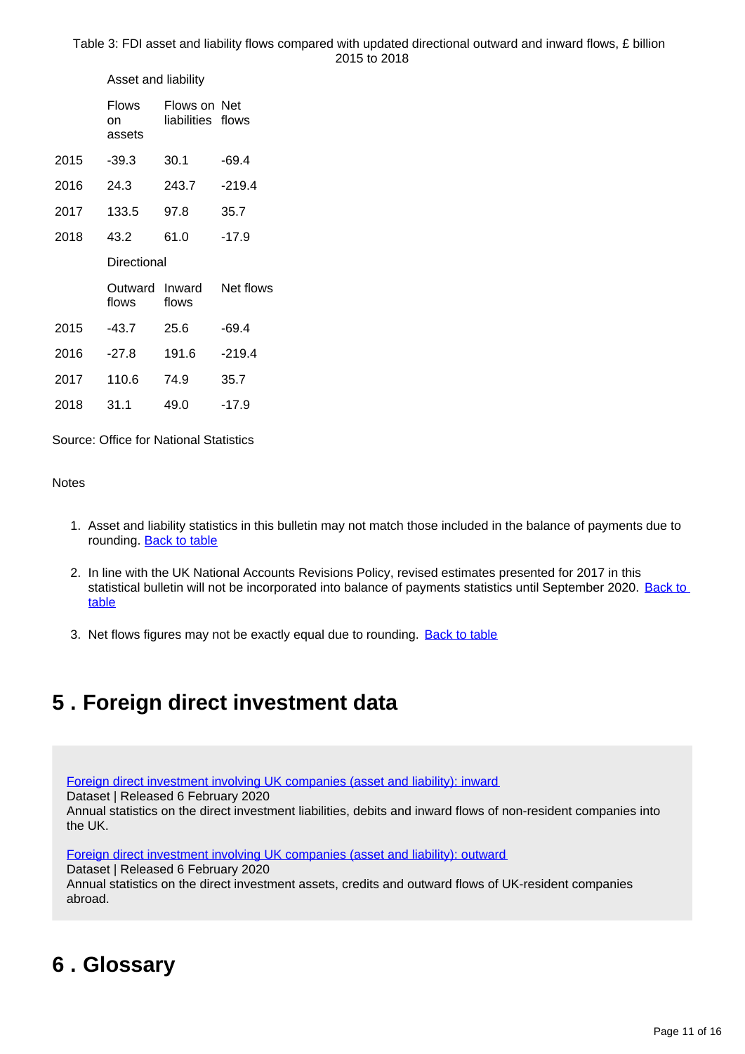Table 3: FDI asset and liability flows compared with updated directional outward and inward flows, £ billion 2015 to 2018

| | Asset and liability | | |
|---|---|---|---|
| | Flows on assets | Flows on liabilities | Net flows |
| 2015 | -39.3 | 30.1 | -69.4 |
| 2016 | 24.3 | 243.7 | -219.4 |
| 2017 | 133.5 | 97.8 | 35.7 |
| 2018 | 43.2 | 61.0 | -17.9 |
| | Directional | | |
| | Outward flows | Inward flows | Net flows |
| 2015 | -43.7 | 25.6 | -69.4 |
| 2016 | -27.8 | 191.6 | -219.4 |
| 2017 | 110.6 | 74.9 | 35.7 |
| 2018 | 31.1 | 49.0 | -17.9 |

Source: Office for National Statistics

Notes

1. Asset and liability statistics in this bulletin may not match those included in the balance of payments due to rounding. Back to table

2. In line with the UK National Accounts Revisions Policy, revised estimates presented for 2017 in this statistical bulletin will not be incorporated into balance of payments statistics until September 2020. Back to table

3. Net flows figures may not be exactly equal due to rounding. Back to table

## 5 . Foreign direct investment data

Foreign direct investment involving UK companies (asset and liability): inward
Dataset | Released 6 February 2020
Annual statistics on the direct investment liabilities, debits and inward flows of non-resident companies into the UK.

Foreign direct investment involving UK companies (asset and liability): outward
Dataset | Released 6 February 2020
Annual statistics on the direct investment assets, credits and outward flows of UK-resident companies abroad.

## 6 . Glossary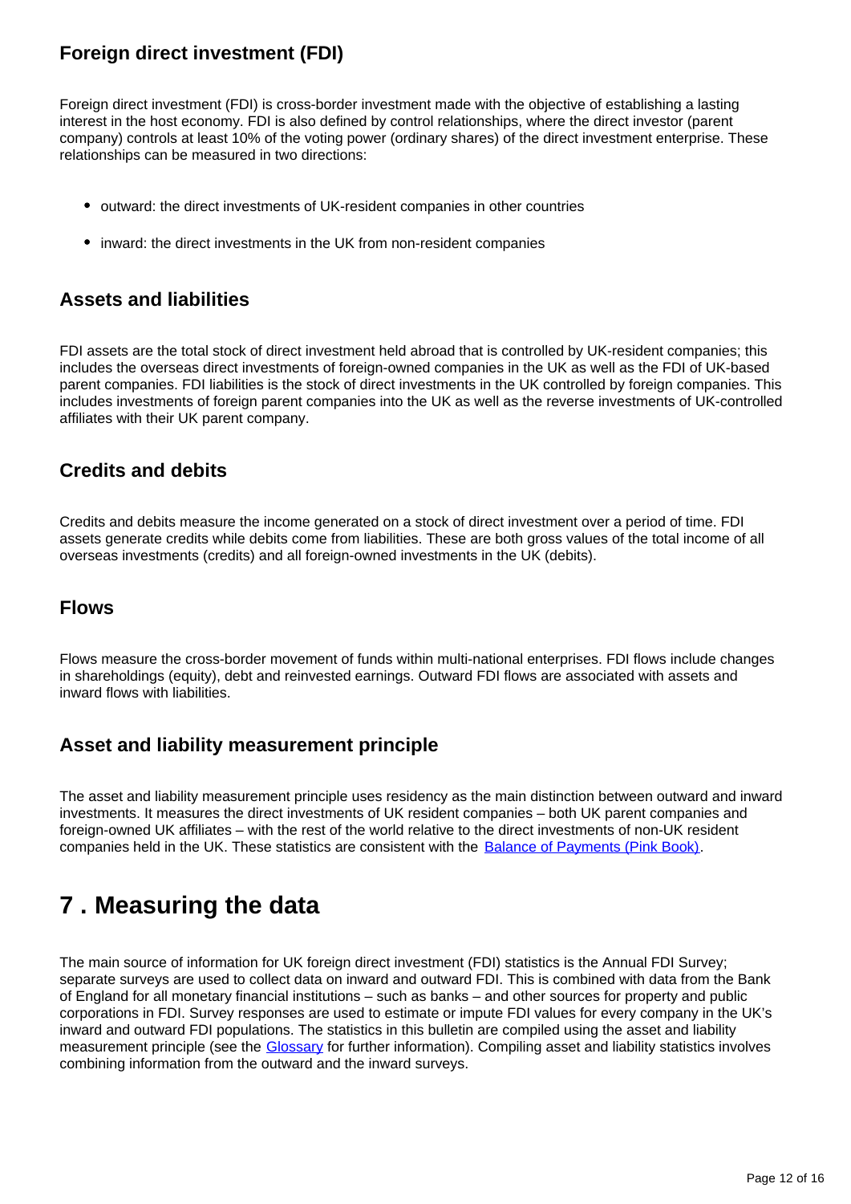### Foreign direct investment (FDI)

Foreign direct investment (FDI) is cross-border investment made with the objective of establishing a lasting interest in the host economy. FDI is also defined by control relationships, where the direct investor (parent company) controls at least 10% of the voting power (ordinary shares) of the direct investment enterprise. These relationships can be measured in two directions:

- outward: the direct investments of UK-resident companies in other countries
- inward: the direct investments in the UK from non-resident companies

### Assets and liabilities

FDI assets are the total stock of direct investment held abroad that is controlled by UK-resident companies; this includes the overseas direct investments of foreign-owned companies in the UK as well as the FDI of UK-based parent companies. FDI liabilities is the stock of direct investments in the UK controlled by foreign companies. This includes investments of foreign parent companies into the UK as well as the reverse investments of UK-controlled affiliates with their UK parent company.

### Credits and debits

Credits and debits measure the income generated on a stock of direct investment over a period of time. FDI assets generate credits while debits come from liabilities. These are both gross values of the total income of all overseas investments (credits) and all foreign-owned investments in the UK (debits).

### Flows

Flows measure the cross-border movement of funds within multi-national enterprises. FDI flows include changes in shareholdings (equity), debt and reinvested earnings. Outward FDI flows are associated with assets and inward flows with liabilities.

### Asset and liability measurement principle

The asset and liability measurement principle uses residency as the main distinction between outward and inward investments. It measures the direct investments of UK resident companies – both UK parent companies and foreign-owned UK affiliates – with the rest of the world relative to the direct investments of non-UK resident companies held in the UK. These statistics are consistent with the [Balance of Payments (Pink Book)](#).

## 7 . Measuring the data

The main source of information for UK foreign direct investment (FDI) statistics is the Annual FDI Survey; separate surveys are used to collect data on inward and outward FDI. This is combined with data from the Bank of England for all monetary financial institutions – such as banks – and other sources for property and public corporations in FDI. Survey responses are used to estimate or impute FDI values for every company in the UK's inward and outward FDI populations. The statistics in this bulletin are compiled using the asset and liability measurement principle (see the [Glossary](#) for further information). Compiling asset and liability statistics involves combining information from the outward and the inward surveys.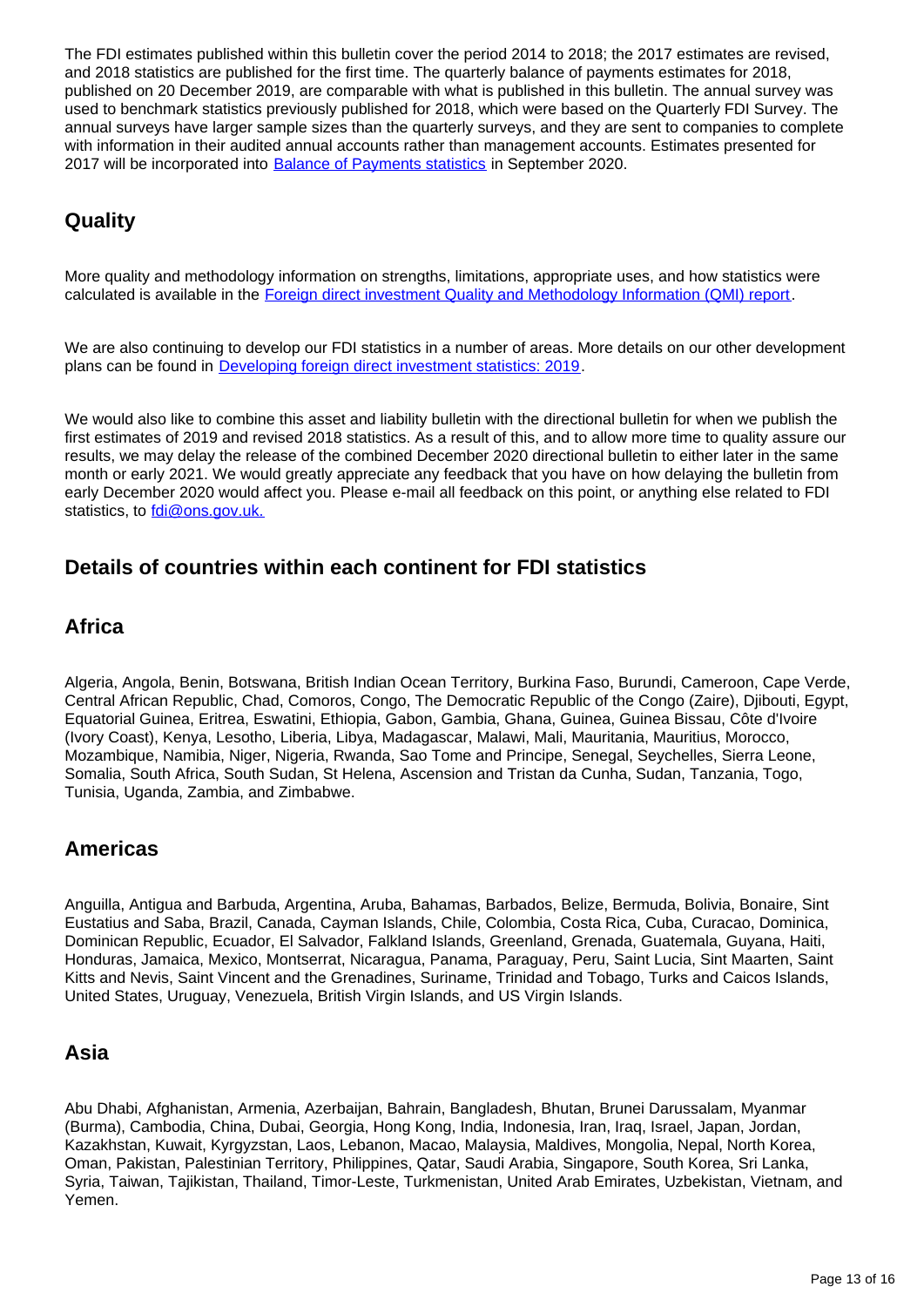The FDI estimates published within this bulletin cover the period 2014 to 2018; the 2017 estimates are revised, and 2018 statistics are published for the first time. The quarterly balance of payments estimates for 2018, published on 20 December 2019, are comparable with what is published in this bulletin. The annual survey was used to benchmark statistics previously published for 2018, which were based on the Quarterly FDI Survey. The annual surveys have larger sample sizes than the quarterly surveys, and they are sent to companies to complete with information in their audited annual accounts rather than management accounts. Estimates presented for 2017 will be incorporated into [Balance of Payments statistics](#) in September 2020.

## Quality

More quality and methodology information on strengths, limitations, appropriate uses, and how statistics were calculated is available in the [Foreign direct investment Quality and Methodology Information (QMI) report](#).

We are also continuing to develop our FDI statistics in a number of areas. More details on our other development plans can be found in [Developing foreign direct investment statistics: 2019](#).

We would also like to combine this asset and liability bulletin with the directional bulletin for when we publish the first estimates of 2019 and revised 2018 statistics. As a result of this, and to allow more time to quality assure our results, we may delay the release of the combined December 2020 directional bulletin to either later in the same month or early 2021. We would greatly appreciate any feedback that you have on how delaying the bulletin from early December 2020 would affect you. Please e-mail all feedback on this point, or anything else related to FDI statistics, to [fdi@ons.gov.uk.](mailto:fdi@ons.gov.uk)

## Details of countries within each continent for FDI statistics

### Africa

Algeria, Angola, Benin, Botswana, British Indian Ocean Territory, Burkina Faso, Burundi, Cameroon, Cape Verde, Central African Republic, Chad, Comoros, Congo, The Democratic Republic of the Congo (Zaire), Djibouti, Egypt, Equatorial Guinea, Eritrea, Eswatini, Ethiopia, Gabon, Gambia, Ghana, Guinea, Guinea Bissau, Côte d'Ivoire (Ivory Coast), Kenya, Lesotho, Liberia, Libya, Madagascar, Malawi, Mali, Mauritania, Mauritius, Morocco, Mozambique, Namibia, Niger, Nigeria, Rwanda, Sao Tome and Principe, Senegal, Seychelles, Sierra Leone, Somalia, South Africa, South Sudan, St Helena, Ascension and Tristan da Cunha, Sudan, Tanzania, Togo, Tunisia, Uganda, Zambia, and Zimbabwe.

### Americas

Anguilla, Antigua and Barbuda, Argentina, Aruba, Bahamas, Barbados, Belize, Bermuda, Bolivia, Bonaire, Sint Eustatius and Saba, Brazil, Canada, Cayman Islands, Chile, Colombia, Costa Rica, Cuba, Curacao, Dominica, Dominican Republic, Ecuador, El Salvador, Falkland Islands, Greenland, Grenada, Guatemala, Guyana, Haiti, Honduras, Jamaica, Mexico, Montserrat, Nicaragua, Panama, Paraguay, Peru, Saint Lucia, Sint Maarten, Saint Kitts and Nevis, Saint Vincent and the Grenadines, Suriname, Trinidad and Tobago, Turks and Caicos Islands, United States, Uruguay, Venezuela, British Virgin Islands, and US Virgin Islands.

### Asia

Abu Dhabi, Afghanistan, Armenia, Azerbaijan, Bahrain, Bangladesh, Bhutan, Brunei Darussalam, Myanmar (Burma), Cambodia, China, Dubai, Georgia, Hong Kong, India, Indonesia, Iran, Iraq, Israel, Japan, Jordan, Kazakhstan, Kuwait, Kyrgyzstan, Laos, Lebanon, Macao, Malaysia, Maldives, Mongolia, Nepal, North Korea, Oman, Pakistan, Palestinian Territory, Philippines, Qatar, Saudi Arabia, Singapore, South Korea, Sri Lanka, Syria, Taiwan, Tajikistan, Thailand, Timor-Leste, Turkmenistan, United Arab Emirates, Uzbekistan, Vietnam, and Yemen.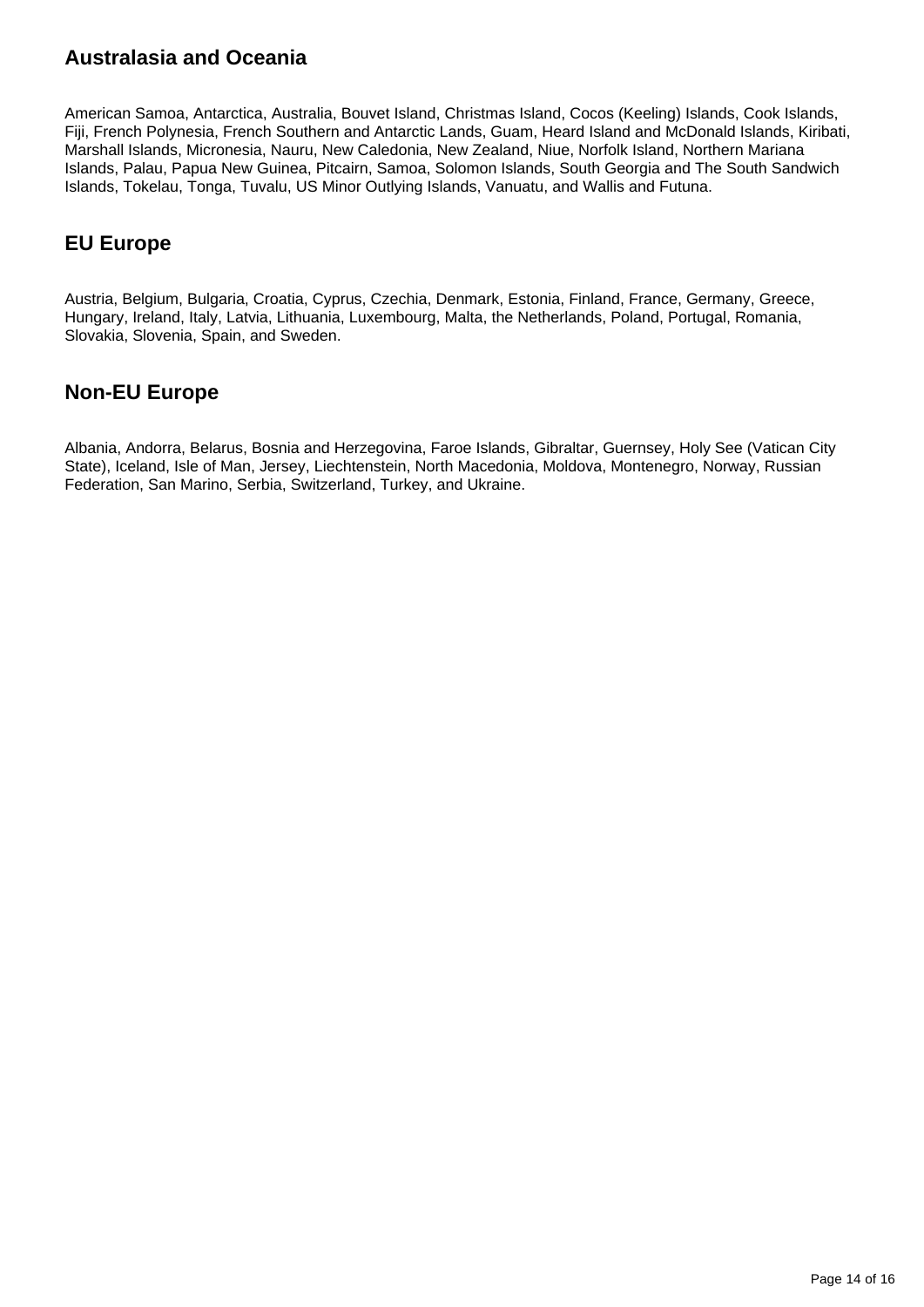## Australasia and Oceania

American Samoa, Antarctica, Australia, Bouvet Island, Christmas Island, Cocos (Keeling) Islands, Cook Islands, Fiji, French Polynesia, French Southern and Antarctic Lands, Guam, Heard Island and McDonald Islands, Kiribati, Marshall Islands, Micronesia, Nauru, New Caledonia, New Zealand, Niue, Norfolk Island, Northern Mariana Islands, Palau, Papua New Guinea, Pitcairn, Samoa, Solomon Islands, South Georgia and The South Sandwich Islands, Tokelau, Tonga, Tuvalu, US Minor Outlying Islands, Vanuatu, and Wallis and Futuna.

## EU Europe

Austria, Belgium, Bulgaria, Croatia, Cyprus, Czechia, Denmark, Estonia, Finland, France, Germany, Greece, Hungary, Ireland, Italy, Latvia, Lithuania, Luxembourg, Malta, the Netherlands, Poland, Portugal, Romania, Slovakia, Slovenia, Spain, and Sweden.

## Non-EU Europe

Albania, Andorra, Belarus, Bosnia and Herzegovina, Faroe Islands, Gibraltar, Guernsey, Holy See (Vatican City State), Iceland, Isle of Man, Jersey, Liechtenstein, North Macedonia, Moldova, Montenegro, Norway, Russian Federation, San Marino, Serbia, Switzerland, Turkey, and Ukraine.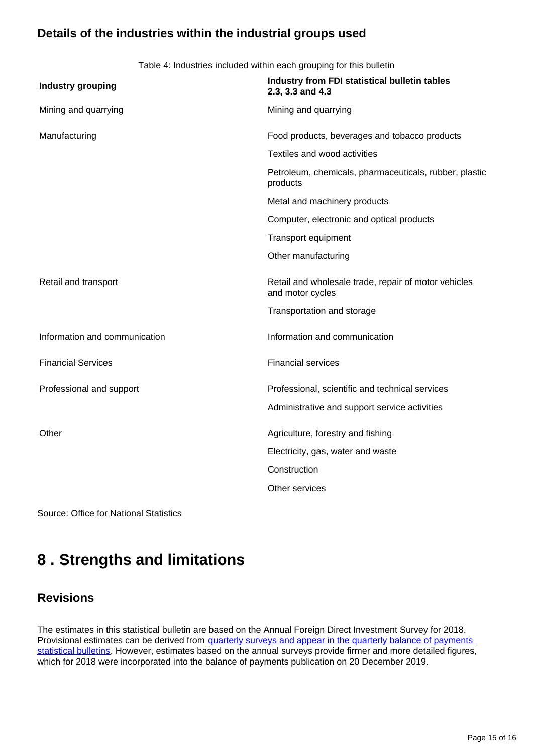### Details of the industries within the industrial groups used

Table 4: Industries included within each grouping for this bulletin

| Industry grouping | Industry from FDI statistical bulletin tables 2.3, 3.3 and 4.3 |
| --- | --- |
| Mining and quarrying | Mining and quarrying |
| Manufacturing | Food products, beverages and tobacco products |
| | Textiles and wood activities |
| | Petroleum, chemicals, pharmaceuticals, rubber, plastic products |
| | Metal and machinery products |
| | Computer, electronic and optical products |
| | Transport equipment |
| | Other manufacturing |
| Retail and transport | Retail and wholesale trade, repair of motor vehicles and motor cycles |
| | Transportation and storage |
| Information and communication | Information and communication |
| Financial Services | Financial services |
| Professional and support | Professional, scientific and technical services |
| | Administrative and support service activities |
| Other | Agriculture, forestry and fishing |
| | Electricity, gas, water and waste |
| | Construction |
| | Other services |

Source: Office for National Statistics

## 8 . Strengths and limitations

### Revisions

The estimates in this statistical bulletin are based on the Annual Foreign Direct Investment Survey for 2018. Provisional estimates can be derived from quarterly surveys and appear in the quarterly balance of payments statistical bulletins. However, estimates based on the annual surveys provide firmer and more detailed figures, which for 2018 were incorporated into the balance of payments publication on 20 December 2019.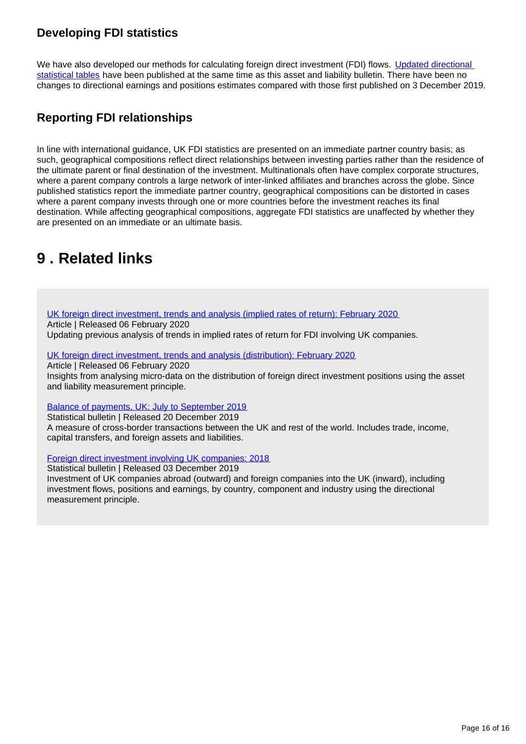### Developing FDI statistics

We have also developed our methods for calculating foreign direct investment (FDI) flows. [Updated directional statistical tables] have been published at the same time as this asset and liability bulletin. There have been no changes to directional earnings and positions estimates compared with those first published on 3 December 2019.

### Reporting FDI relationships

In line with international guidance, UK FDI statistics are presented on an immediate partner country basis; as such, geographical compositions reflect direct relationships between investing parties rather than the residence of the ultimate parent or final destination of the investment. Multinationals often have complex corporate structures, where a parent company controls a large network of inter-linked affiliates and branches across the globe. Since published statistics report the immediate partner country, geographical compositions can be distorted in cases where a parent company invests through one or more countries before the investment reaches its final destination. While affecting geographical compositions, aggregate FDI statistics are unaffected by whether they are presented on an immediate or an ultimate basis.

## 9 . Related links

UK foreign direct investment, trends and analysis (implied rates of return): February 2020
Article | Released 06 February 2020
Updating previous analysis of trends in implied rates of return for FDI involving UK companies.

UK foreign direct investment, trends and analysis (distribution): February 2020
Article | Released 06 February 2020
Insights from analysing micro-data on the distribution of foreign direct investment positions using the asset and liability measurement principle.

Balance of payments, UK: July to September 2019
Statistical bulletin | Released 20 December 2019
A measure of cross-border transactions between the UK and rest of the world. Includes trade, income, capital transfers, and foreign assets and liabilities.

Foreign direct investment involving UK companies: 2018
Statistical bulletin | Released 03 December 2019
Investment of UK companies abroad (outward) and foreign companies into the UK (inward), including investment flows, positions and earnings, by country, component and industry using the directional measurement principle.